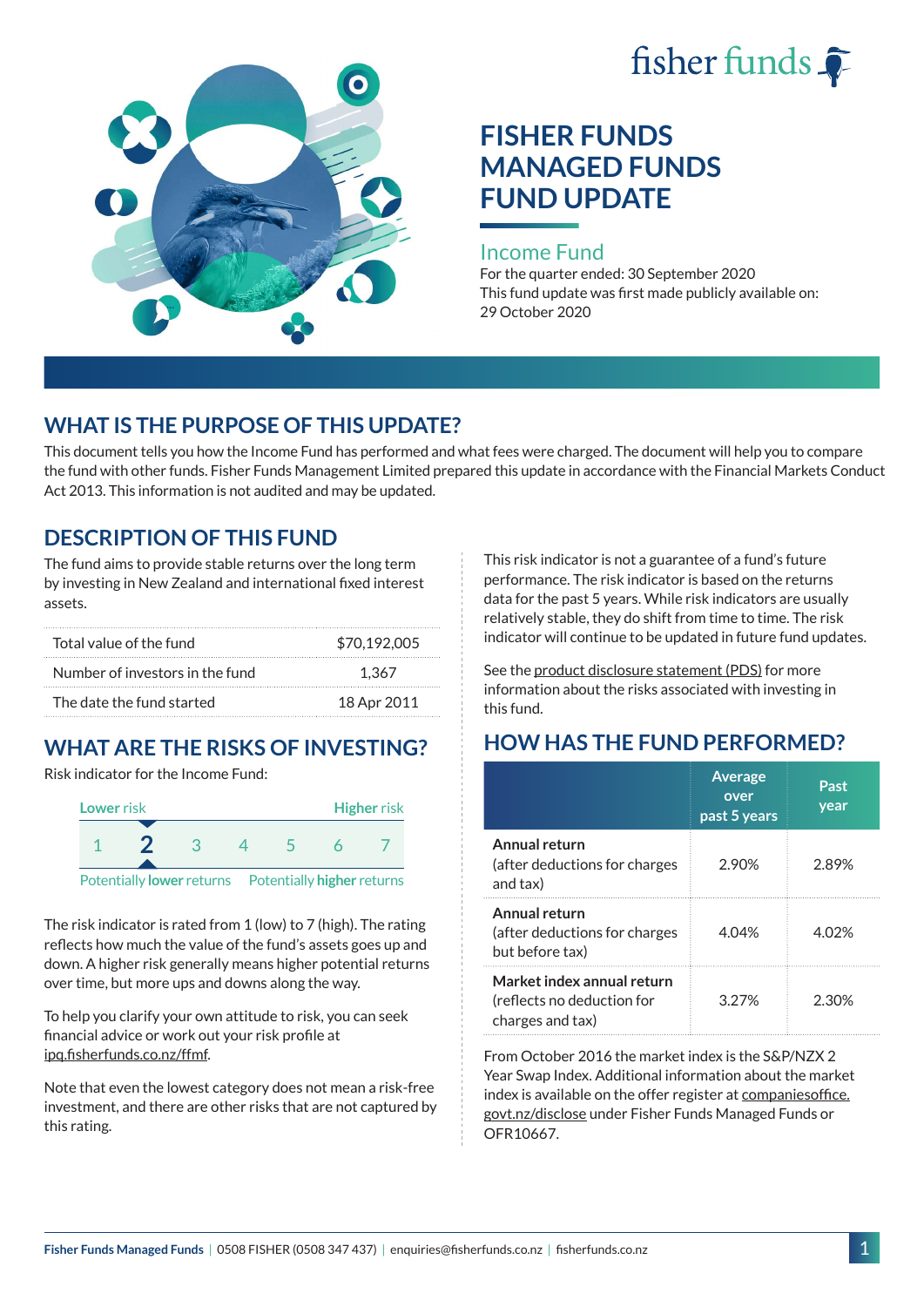# FISHER FUNDS MANAGED FUNDS FUND UPDATE

## Income Fund

For the quarter ended: 30 September 2020

This fund update was first made publicly available on: 29 October 2020

## WHAT IS THE PURPOSE OF THIS UPDATE?

This document tells you how the Income Fund has performed and what fees were charged. The document will help you to compare the fund with other funds. Fisher Funds Management Limited prepared this update in accordance with the Financial Markets Conduct Act 2013. This information is not audited and may be updated.

## DESCRIPTION OF THIS FUND

The fund aims to provide stable returns over the long term by investing in New Zealand and international fixed interest assets.

| | |
|---|---|
| Total value of the fund | $70,192,005 |
| Number of investors in the fund | 1,367 |
| The date the fund started | 18 Apr 2011 |

## WHAT ARE THE RISKS OF INVESTING?

Risk indicator for the Income Fund:

| Lower risk | | | | | | Higher risk |
|---|---|---|---|---|---|---|
| 1 | **2** | 3 | 4 | 5 | 6 | 7 |
| Potentially **lower** returns | | | | | | Potentially **higher** returns |

The risk indicator is rated from 1 (low) to 7 (high). The rating reflects how much the value of the fund's assets goes up and down. A higher risk generally means higher potential returns over time, but more ups and downs along the way.

To help you clarify your own attitude to risk, you can seek financial advice or work out your risk profile at ipq.fisherfunds.co.nz/ffmf.

Note that even the lowest category does not mean a risk-free investment, and there are other risks that are not captured by this rating.

This risk indicator is not a guarantee of a fund's future performance. The risk indicator is based on the returns data for the past 5 years. While risk indicators are usually relatively stable, they do shift from time to time. The risk indicator will continue to be updated in future fund updates.

See the product disclosure statement (PDS) for more information about the risks associated with investing in this fund.

## HOW HAS THE FUND PERFORMED?

| | Average over past 5 years | Past year |
|---|---|---|
| **Annual return** (after deductions for charges and tax) | 2.90% | 2.89% |
| **Annual return** (after deductions for charges but before tax) | 4.04% | 4.02% |
| **Market index annual return** (reflects no deduction for charges and tax) | 3.27% | 2.30% |

From October 2016 the market index is the S&P/NZX 2 Year Swap Index. Additional information about the market index is available on the offer register at companiesoffice.govt.nz/disclose under Fisher Funds Managed Funds or OFR10667.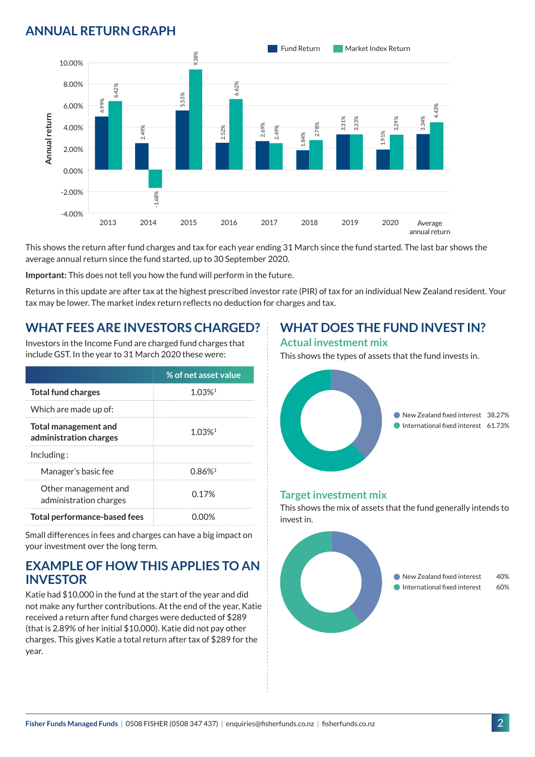## ANNUAL RETURN GRAPH

| Year | Fund Return | Market Index Return |
|---|---|---|
| 2013 | 4.99% | 6.42% |
| 2014 | 2.49% | -1.68% |
| 2015 | 5.53% | 9.38% |
| 2016 | 2.52% | 6.62% |
| 2017 | 2.69% | 2.49% |
| 2018 | 1.84% | 2.78% |
| 2019 | 3.31% | 3.33% |
| 2020 | 1.91% | 3.29% |
| Average annual return | 3.34% | 4.43% |

This shows the return after fund charges and tax for each year ending 31 March since the fund started. The last bar shows the average annual return since the fund started, up to 30 September 2020.

**Important:** This does not tell you how the fund will perform in the future.

Returns in this update are after tax at the highest prescribed investor rate (PIR) of tax for an individual New Zealand resident. Your tax may be lower. The market index return reflects no deduction for charges and tax.

## WHAT FEES ARE INVESTORS CHARGED?

Investors in the Income Fund are charged fund charges that include GST. In the year to 31 March 2020 these were:

| | % of net asset value |
|---|---|
| **Total fund charges** | 1.03%[1] |
| Which are made up of: | |
| **Total management and administration charges** | 1.03%[1] |
| Including : | |
| Manager's basic fee | 0.86%[1] |
| Other management and administration charges | 0.17% |
| **Total performance-based fees** | 0.00% |

Small differences in fees and charges can have a big impact on your investment over the long term.

## EXAMPLE OF HOW THIS APPLIES TO AN INVESTOR

Katie had $10,000 in the fund at the start of the year and did not make any further contributions. At the end of the year, Katie received a return after fund charges were deducted of $289 (that is 2.89% of her initial $10,000). Katie did not pay other charges. This gives Katie a total return after tax of $289 for the year.

## WHAT DOES THE FUND INVEST IN?

### Actual investment mix

This shows the types of assets that the fund invests in.

| Asset | % |
|---|---|
| New Zealand fixed interest | 38.27% |
| International fixed interest | 61.73% |

### Target investment mix

This shows the mix of assets that the fund generally intends to invest in.

| Asset | % |
|---|---|
| New Zealand fixed interest | 40% |
| International fixed interest | 60% |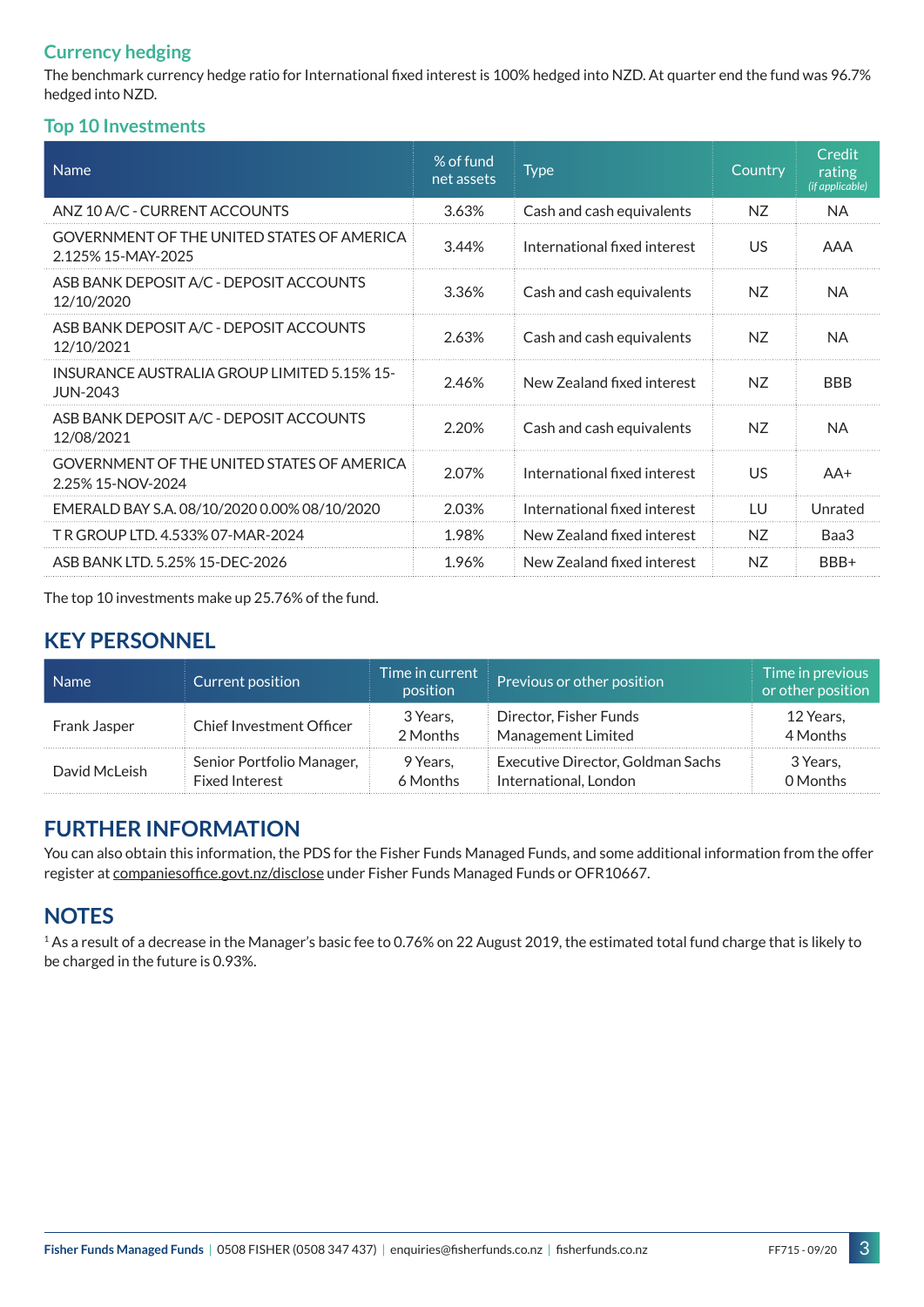## Currency hedging

The benchmark currency hedge ratio for International fixed interest is 100% hedged into NZD. At quarter end the fund was 96.7% hedged into NZD.

## Top 10 Investments

| Name | % of fund net assets | Type | Country | Credit rating *(if applicable)* |
|---|---|---|---|---|
| ANZ 10 A/C - CURRENT ACCOUNTS | 3.63% | Cash and cash equivalents | NZ | NA |
| GOVERNMENT OF THE UNITED STATES OF AMERICA 2.125% 15-MAY-2025 | 3.44% | International fixed interest | US | AAA |
| ASB BANK DEPOSIT A/C - DEPOSIT ACCOUNTS 12/10/2020 | 3.36% | Cash and cash equivalents | NZ | NA |
| ASB BANK DEPOSIT A/C - DEPOSIT ACCOUNTS 12/10/2021 | 2.63% | Cash and cash equivalents | NZ | NA |
| INSURANCE AUSTRALIA GROUP LIMITED 5.15% 15-JUN-2043 | 2.46% | New Zealand fixed interest | NZ | BBB |
| ASB BANK DEPOSIT A/C - DEPOSIT ACCOUNTS 12/08/2021 | 2.20% | Cash and cash equivalents | NZ | NA |
| GOVERNMENT OF THE UNITED STATES OF AMERICA 2.25% 15-NOV-2024 | 2.07% | International fixed interest | US | AA+ |
| EMERALD BAY S.A. 08/10/2020 0.00% 08/10/2020 | 2.03% | International fixed interest | LU | Unrated |
| T R GROUP LTD. 4.533% 07-MAR-2024 | 1.98% | New Zealand fixed interest | NZ | Baa3 |
| ASB BANK LTD. 5.25% 15-DEC-2026 | 1.96% | New Zealand fixed interest | NZ | BBB+ |

The top 10 investments make up 25.76% of the fund.

# KEY PERSONNEL

| Name | Current position | Time in current position | Previous or other position | Time in previous or other position |
|---|---|---|---|---|
| Frank Jasper | Chief Investment Officer | 3 Years, 2 Months | Director, Fisher Funds Management Limited | 12 Years, 4 Months |
| David McLeish | Senior Portfolio Manager, Fixed Interest | 9 Years, 6 Months | Executive Director, Goldman Sachs International, London | 3 Years, 0 Months |

# FURTHER INFORMATION

You can also obtain this information, the PDS for the Fisher Funds Managed Funds, and some additional information from the offer register at companiesoffice.govt.nz/disclose under Fisher Funds Managed Funds or OFR10667.

# NOTES

[1] As a result of a decrease in the Manager's basic fee to 0.76% on 22 August 2019, the estimated total fund charge that is likely to be charged in the future is 0.93%.